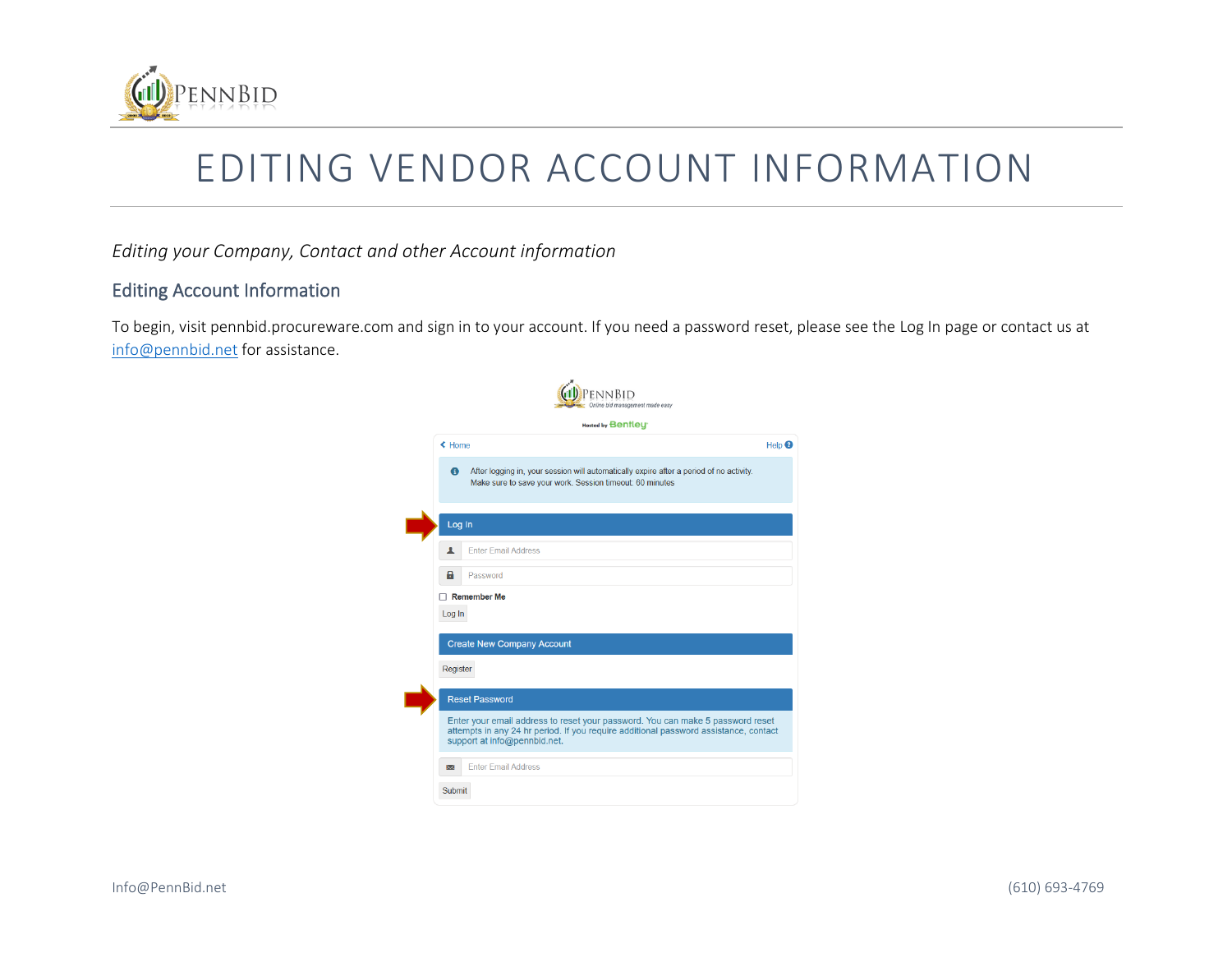# EDITING VENDOR ACCOUNT INFORMATION

*Editing your Company, Contact and other Account information*

## Editing Account Information

To begin, visit pennbid.procureware.com and sign in to your account. If you need a password reset, please see the Log In page or contact us at info@pennbid.net for assistance.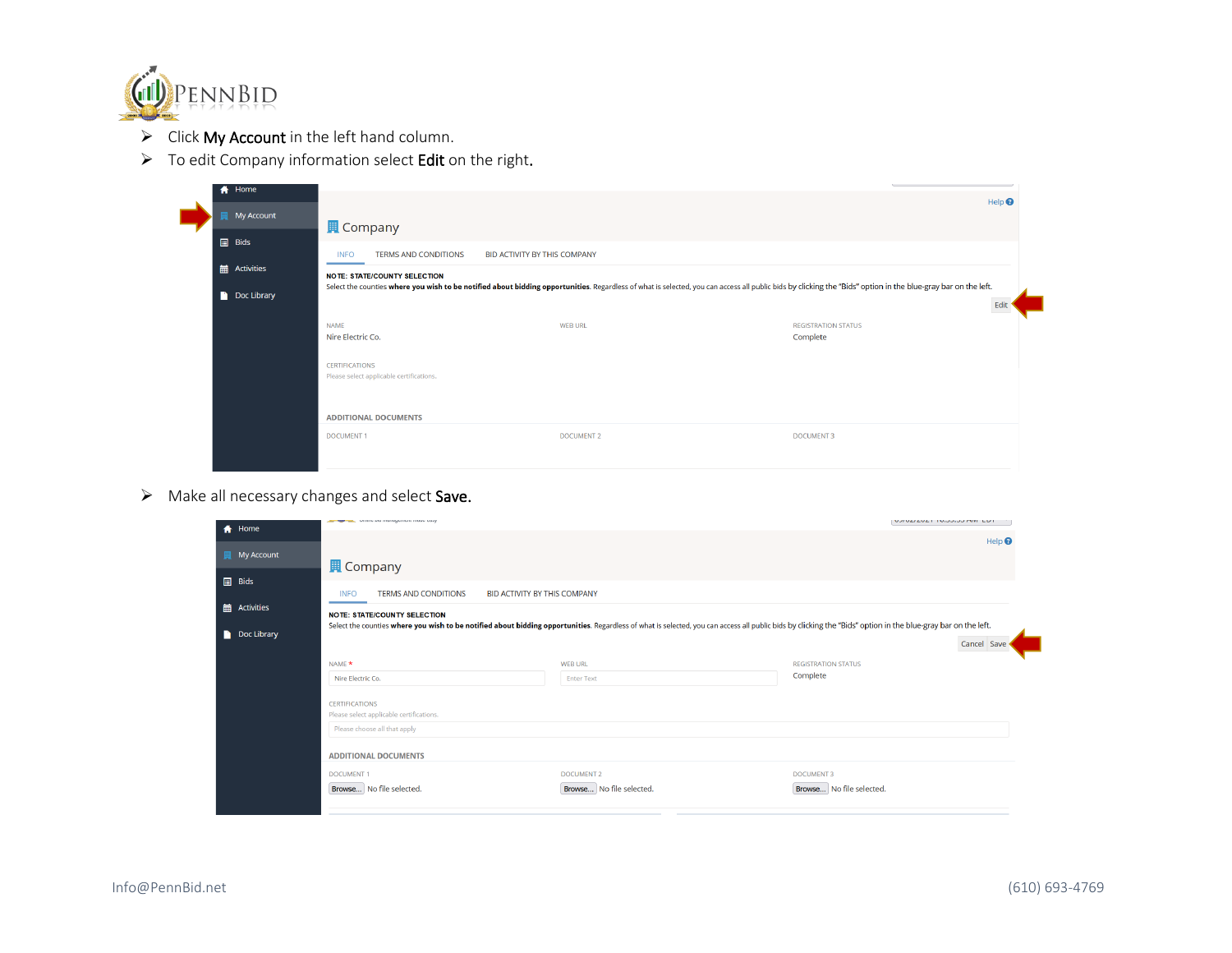- Click **My Account** in the left hand column.
- To edit Company information select **Edit** on the right.

Home
My Account
Bids
Activities
Doc Library

Help

Company

INFO TERMS AND CONDITIONS BID ACTIVITY BY THIS COMPANY

NOTE: STATE/COUNTY SELECTION
Select the counties **where you wish to be notified about bidding opportunities**. Regardless of what is selected, you can access all public bids by clicking the "Bids" option in the blue-gray bar on the left.

Edit

NAME
Nire Electric Co.

WEB URL

REGISTRATION STATUS
Complete

CERTIFICATIONS
Please select applicable certifications.

ADDITIONAL DOCUMENTS

DOCUMENT 1 DOCUMENT 2 DOCUMENT 3

- Make all necessary changes and select **Save**.

Home
My Account
Bids
Activities
Doc Library

Help

Company

INFO TERMS AND CONDITIONS BID ACTIVITY BY THIS COMPANY

NOTE: STATE/COUNTY SELECTION
Select the counties **where you wish to be notified about bidding opportunities**. Regardless of what is selected, you can access all public bids by clicking the "Bids" option in the blue-gray bar on the left.

Cancel Save

NAME *
Nire Electric Co.

WEB URL
Enter Text

REGISTRATION STATUS
Complete

CERTIFICATIONS
Please select applicable certifications.
Please choose all that apply

ADDITIONAL DOCUMENTS

DOCUMENT 1
Browse... No file selected.

DOCUMENT 2
Browse... No file selected.

DOCUMENT 3
Browse... No file selected.

Info@PennBid.net (610) 693-4769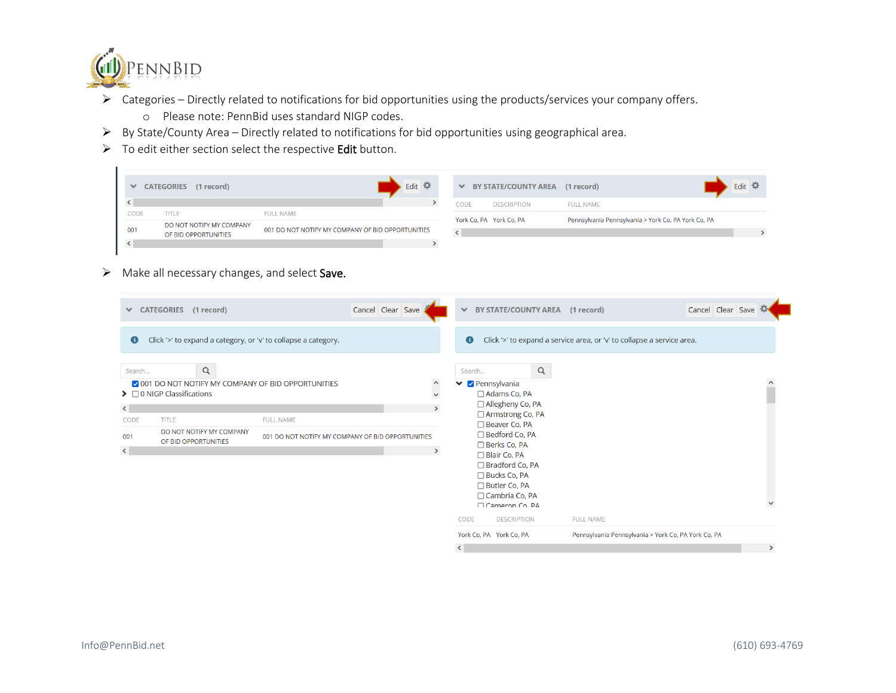- Categories – Directly related to notifications for bid opportunities using the products/services your company offers.
    - Please note: PennBid uses standard NIGP codes.
- By State/County Area – Directly related to notifications for bid opportunities using geographical area.
- To edit either section select the respective **Edit** button.

**CATEGORIES (1 record)** — Edit

| CODE | TITLE | FULL NAME |
| --- | --- | --- |
| 001 | DO NOT NOTIFY MY COMPANY OF BID OPPORTUNITIES | 001 DO NOT NOTIFY MY COMPANY OF BID OPPORTUNITIES |

**BY STATE/COUNTY AREA (1 record)** — Edit

| CODE | DESCRIPTION | FULL NAME |
| --- | --- | --- |
| York Co, PA | York Co, PA | Pennsylvania Pennsylvania > York Co, PA York Co, PA |

- Make all necessary changes, and select **Save.**

**CATEGORIES (1 record)** — Cancel | Clear | Save

Click '>' to expand a category, or 'v' to collapse a category.

Search...

- ☑ 001 DO NOT NOTIFY MY COMPANY OF BID OPPORTUNITIES
- ☐ 0 NIGP Classifications

| CODE | TITLE | FULL NAME |
| --- | --- | --- |
| 001 | DO NOT NOTIFY MY COMPANY OF BID OPPORTUNITIES | 001 DO NOT NOTIFY MY COMPANY OF BID OPPORTUNITIES |

**BY STATE/COUNTY AREA (1 record)** — Cancel | Clear | Save

Click '>' to expand a service area, or 'v' to collapse a service area.

Search...

- ☑ Pennsylvania
    - ☐ Adams Co, PA
    - ☐ Allegheny Co, PA
    - ☐ Armstrong Co, PA
    - ☐ Beaver Co, PA
    - ☐ Bedford Co, PA
    - ☐ Berks Co, PA
    - ☐ Blair Co, PA
    - ☐ Bradford Co, PA
    - ☐ Bucks Co, PA
    - ☐ Butler Co, PA
    - ☐ Cambria Co, PA
    - ☐ Cameron Co, PA

| CODE | DESCRIPTION | FULL NAME |
| --- | --- | --- |
| York Co, PA | York Co, PA | Pennsylvania Pennsylvania > York Co, PA York Co, PA |

Info@PennBid.net (610) 693-4769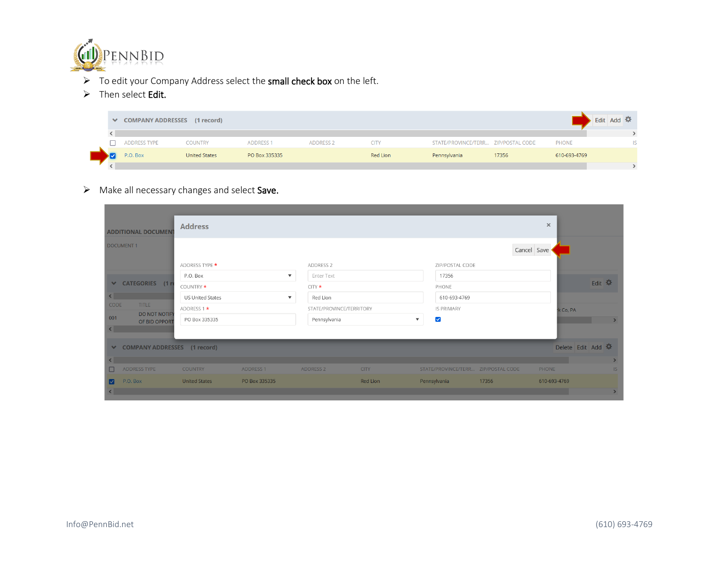- To edit your Company Address select the **small check box** on the left.
- Then select **Edit.**

- Make all necessary changes and select **Save.**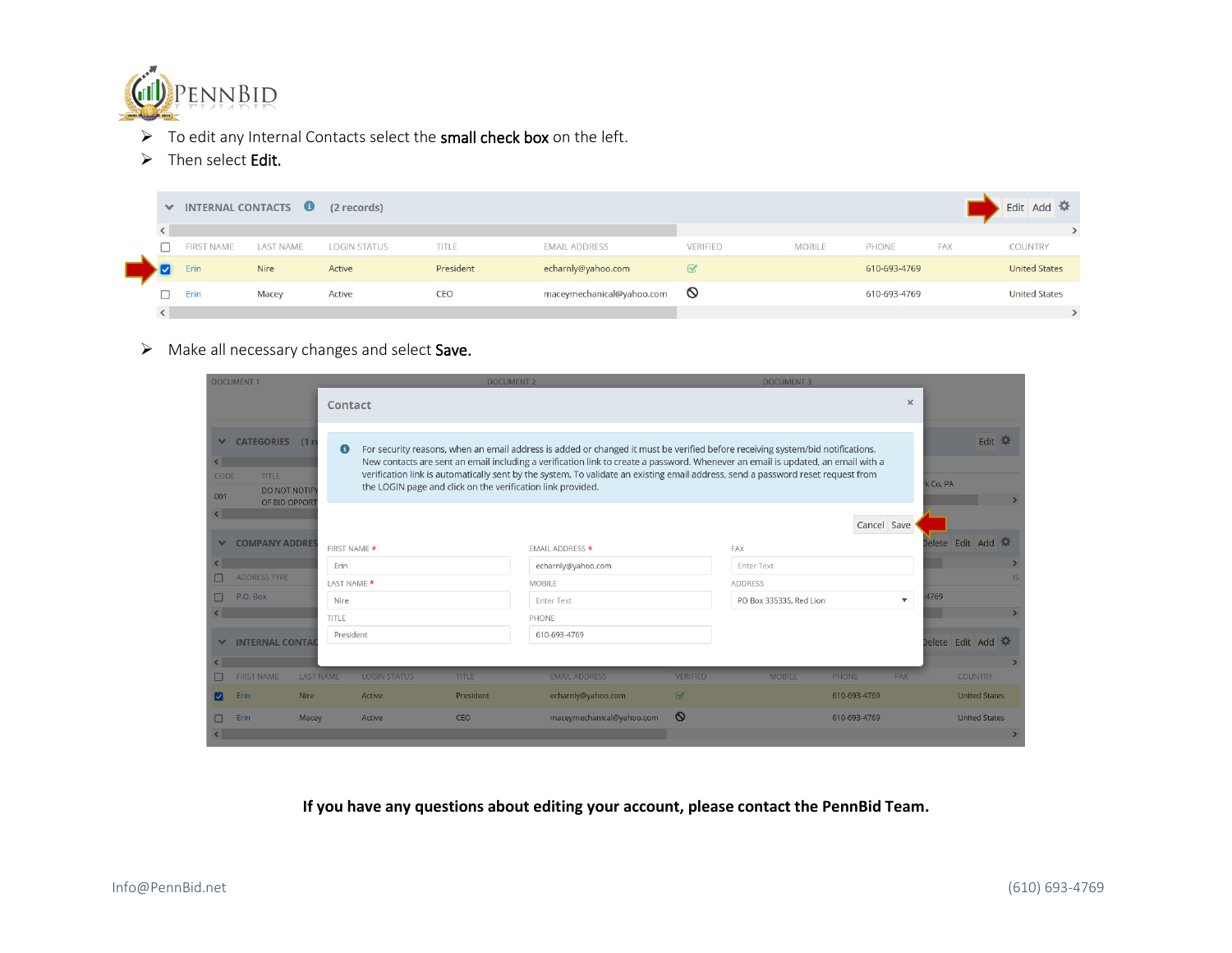- To edit any Internal Contacts select the **small check box** on the left.
- Then select **Edit.**

- Make all necessary changes and select **Save.**

**If you have any questions about editing your account, please contact the PennBid Team.**

Info@PennBid.net (610) 693-4769